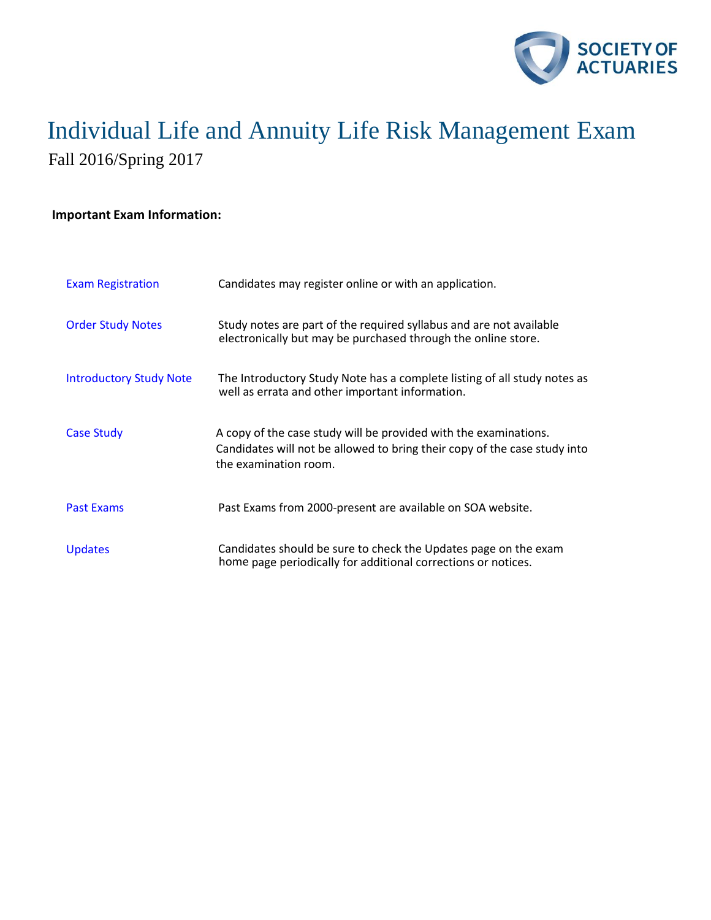# Individual Life and Annuity Life Risk Management Exam

Fall 2016/Spring 2017

**Important Exam Information:**

| | |
|---|---|
| Exam Registration | Candidates may register online or with an application. |
| Order Study Notes | Study notes are part of the required syllabus and are not available electronically but may be purchased through the online store. |
| Introductory Study Note | The Introductory Study Note has a complete listing of all study notes as well as errata and other important information. |
| Case Study | A copy of the case study will be provided with the examinations. Candidates will not be allowed to bring their copy of the case study into the examination room. |
| Past Exams | Past Exams from 2000-present are available on SOA website. |
| Updates | Candidates should be sure to check the Updates page on the exam home page periodically for additional corrections or notices. |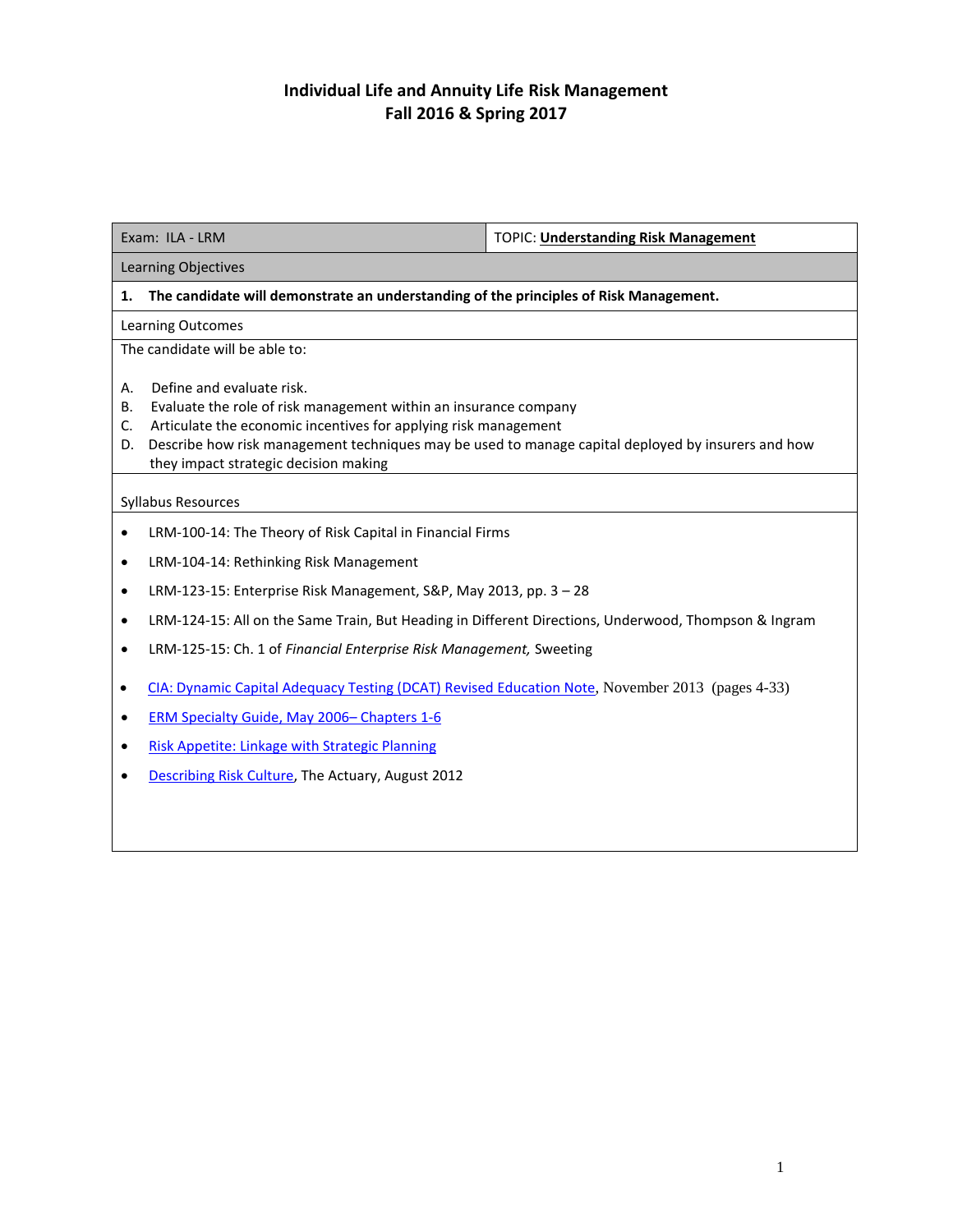# Individual Life and Annuity Life Risk Management
## Fall 2016 & Spring 2017

| Exam: ILA - LRM | TOPIC: **Understanding Risk Management** |
|---|---|
| Learning Objectives | |
| **1. The candidate will demonstrate an understanding of the principles of Risk Management.** | |
| Learning Outcomes | |

The candidate will be able to:

A. Define and evaluate risk.
B. Evaluate the role of risk management within an insurance company
C. Articulate the economic incentives for applying risk management
D. Describe how risk management techniques may be used to manage capital deployed by insurers and how they impact strategic decision making

Syllabus Resources

- LRM-100-14: The Theory of Risk Capital in Financial Firms
- LRM-104-14: Rethinking Risk Management
- LRM-123-15: Enterprise Risk Management, S&P, May 2013, pp. 3 – 28
- LRM-124-15: All on the Same Train, But Heading in Different Directions, Underwood, Thompson & Ingram
- LRM-125-15: Ch. 1 of *Financial Enterprise Risk Management,* Sweeting
- CIA: Dynamic Capital Adequacy Testing (DCAT) Revised Education Note, November 2013 (pages 4-33)
- ERM Specialty Guide, May 2006– Chapters 1-6
- Risk Appetite: Linkage with Strategic Planning
- Describing Risk Culture, The Actuary, August 2012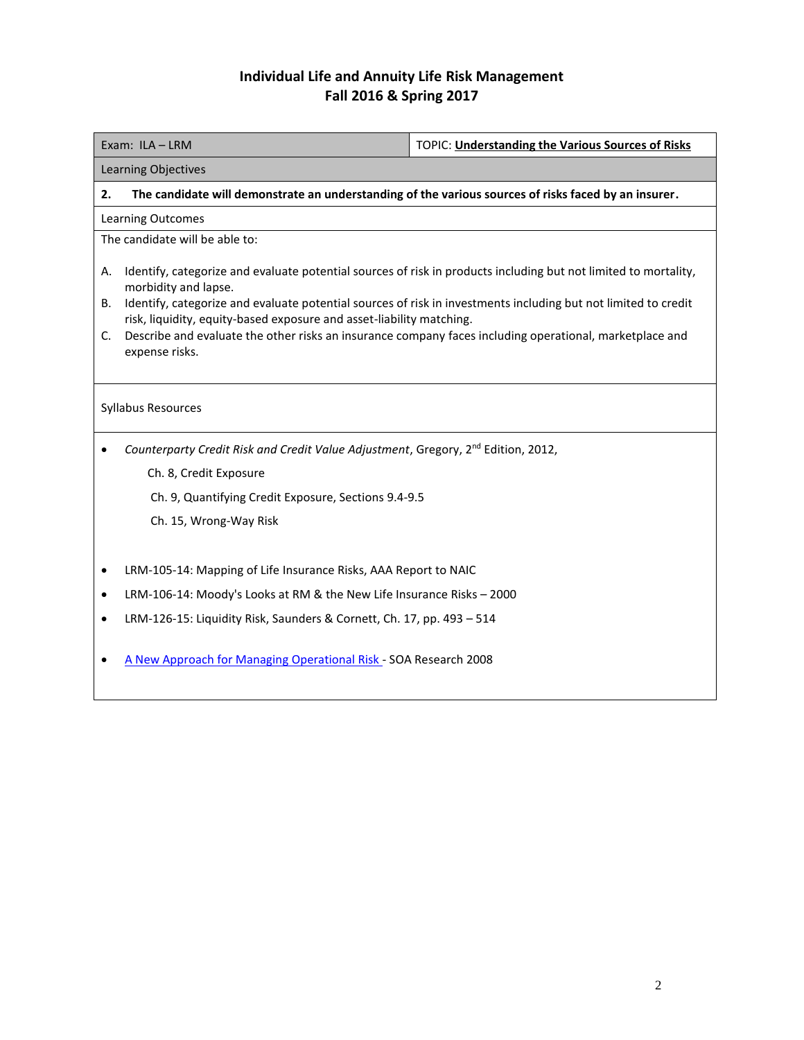# Individual Life and Annuity Life Risk Management
## Fall 2016 & Spring 2017

| Exam: ILA – LRM | TOPIC: **Understanding the Various Sources of Risks** |
|---|---|

Learning Objectives

**2. The candidate will demonstrate an understanding of the various sources of risks faced by an insurer.**

Learning Outcomes

The candidate will be able to:

A. Identify, categorize and evaluate potential sources of risk in products including but not limited to mortality, morbidity and lapse.
B. Identify, categorize and evaluate potential sources of risk in investments including but not limited to credit risk, liquidity, equity-based exposure and asset-liability matching.
C. Describe and evaluate the other risks an insurance company faces including operational, marketplace and expense risks.

Syllabus Resources

- *Counterparty Credit Risk and Credit Value Adjustment*, Gregory, 2nd Edition, 2012,
  - Ch. 8, Credit Exposure
  - Ch. 9, Quantifying Credit Exposure, Sections 9.4-9.5
  - Ch. 15, Wrong-Way Risk
- LRM-105-14: Mapping of Life Insurance Risks, AAA Report to NAIC
- LRM-106-14: Moody's Looks at RM & the New Life Insurance Risks – 2000
- LRM-126-15: Liquidity Risk, Saunders & Cornett, Ch. 17, pp. 493 – 514
- A New Approach for Managing Operational Risk - SOA Research 2008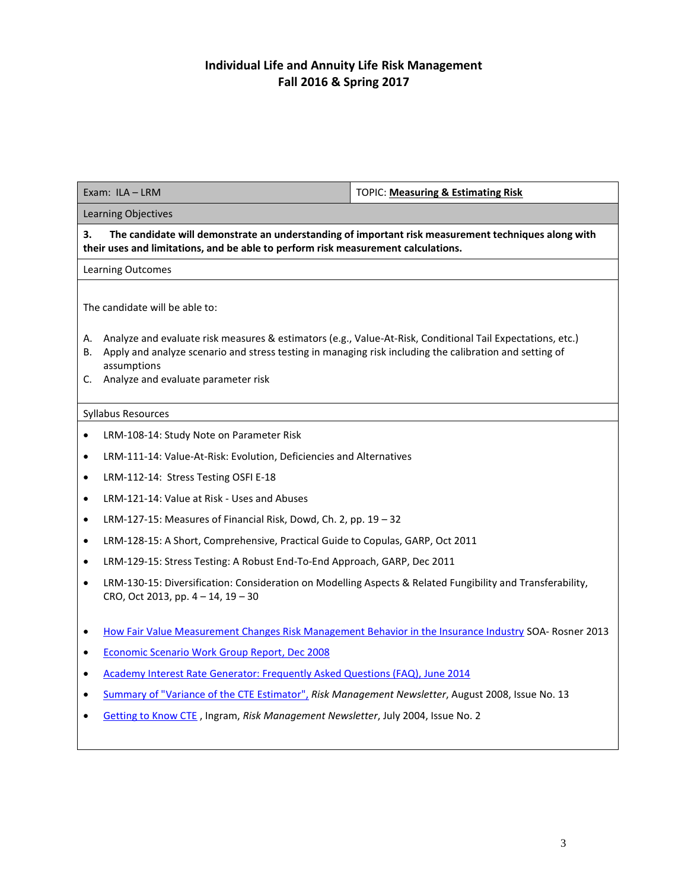# Individual Life and Annuity Life Risk Management
## Fall 2016 & Spring 2017

| Exam: ILA – LRM | TOPIC: **Measuring & Estimating Risk** |
|---|---|

**Learning Objectives**

**3. The candidate will demonstrate an understanding of important risk measurement techniques along with their uses and limitations, and be able to perform risk measurement calculations.**

**Learning Outcomes**

The candidate will be able to:

A. Analyze and evaluate risk measures & estimators (e.g., Value-At-Risk, Conditional Tail Expectations, etc.)
B. Apply and analyze scenario and stress testing in managing risk including the calibration and setting of assumptions
C. Analyze and evaluate parameter risk

**Syllabus Resources**

- LRM-108-14: Study Note on Parameter Risk
- LRM-111-14: Value-At-Risk: Evolution, Deficiencies and Alternatives
- LRM-112-14: Stress Testing OSFI E-18
- LRM-121-14: Value at Risk - Uses and Abuses
- LRM-127-15: Measures of Financial Risk, Dowd, Ch. 2, pp. 19 – 32
- LRM-128-15: A Short, Comprehensive, Practical Guide to Copulas, GARP, Oct 2011
- LRM-129-15: Stress Testing: A Robust End-To-End Approach, GARP, Dec 2011
- LRM-130-15: Diversification: Consideration on Modelling Aspects & Related Fungibility and Transferability, CRO, Oct 2013, pp. 4 – 14, 19 – 30

- How Fair Value Measurement Changes Risk Management Behavior in the Insurance Industry SOA- Rosner 2013
- Economic Scenario Work Group Report, Dec 2008
- Academy Interest Rate Generator: Frequently Asked Questions (FAQ), June 2014
- Summary of "Variance of the CTE Estimator", *Risk Management Newsletter*, August 2008, Issue No. 13
- Getting to Know CTE , Ingram, *Risk Management Newsletter*, July 2004, Issue No. 2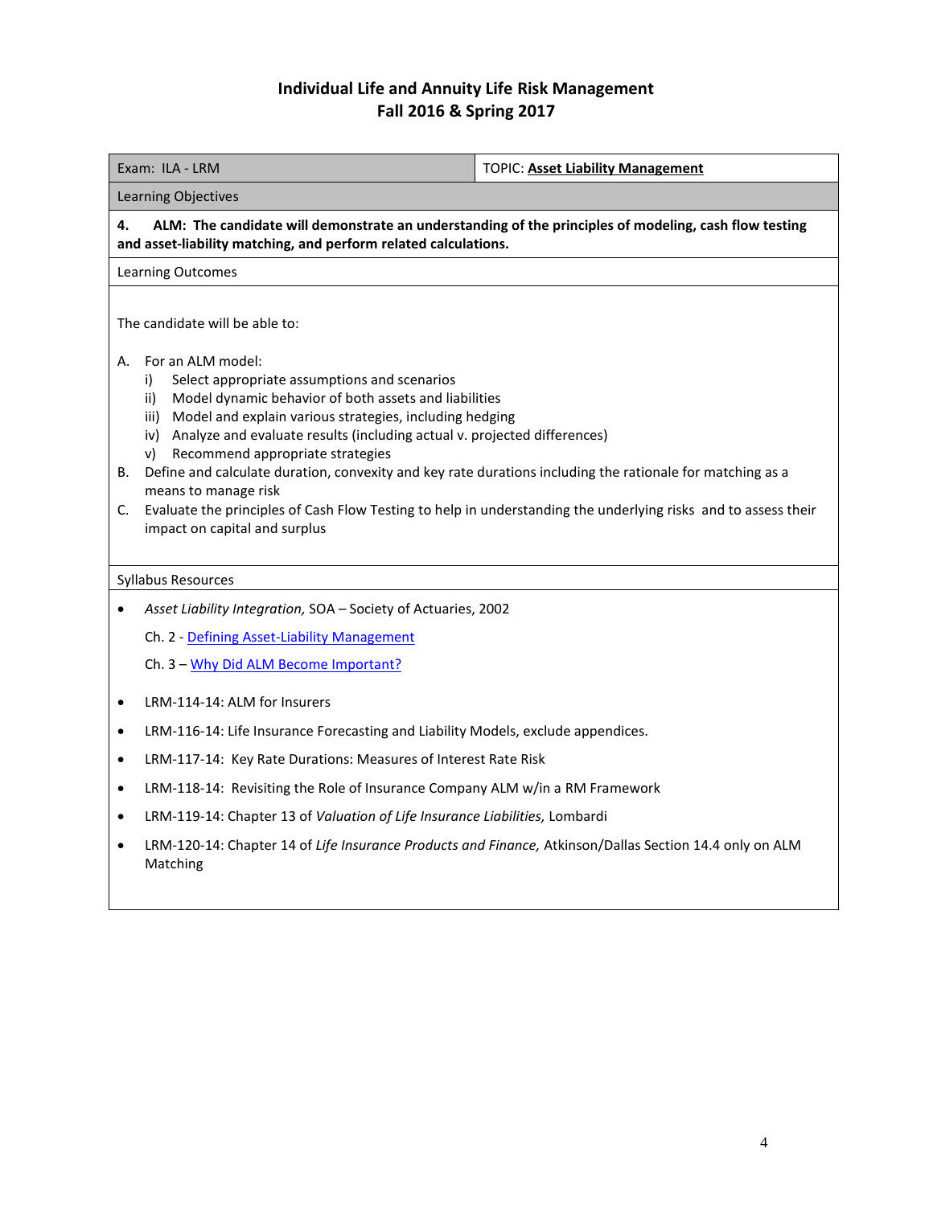# Individual Life and Annuity Life Risk Management
## Fall 2016 & Spring 2017

| Exam: ILA - LRM | TOPIC: **Asset Liability Management** |
|---|---|

**Learning Objectives**

**4. ALM: The candidate will demonstrate an understanding of the principles of modeling, cash flow testing and asset-liability matching, and perform related calculations.**

**Learning Outcomes**

The candidate will be able to:

A. For an ALM model:
   i) Select appropriate assumptions and scenarios
   ii) Model dynamic behavior of both assets and liabilities
   iii) Model and explain various strategies, including hedging
   iv) Analyze and evaluate results (including actual v. projected differences)
   v) Recommend appropriate strategies

B. Define and calculate duration, convexity and key rate durations including the rationale for matching as a means to manage risk

C. Evaluate the principles of Cash Flow Testing to help in understanding the underlying risks and to assess their impact on capital and surplus

**Syllabus Resources**

- *Asset Liability Integration,* SOA – Society of Actuaries, 2002

  Ch. 2 - Defining Asset-Liability Management

  Ch. 3 – Why Did ALM Become Important?

- LRM-114-14: ALM for Insurers
- LRM-116-14: Life Insurance Forecasting and Liability Models, exclude appendices.
- LRM-117-14: Key Rate Durations: Measures of Interest Rate Risk
- LRM-118-14: Revisiting the Role of Insurance Company ALM w/in a RM Framework
- LRM-119-14: Chapter 13 of *Valuation of Life Insurance Liabilities,* Lombardi
- LRM-120-14: Chapter 14 of *Life Insurance Products and Finance,* Atkinson/Dallas Section 14.4 only on ALM Matching